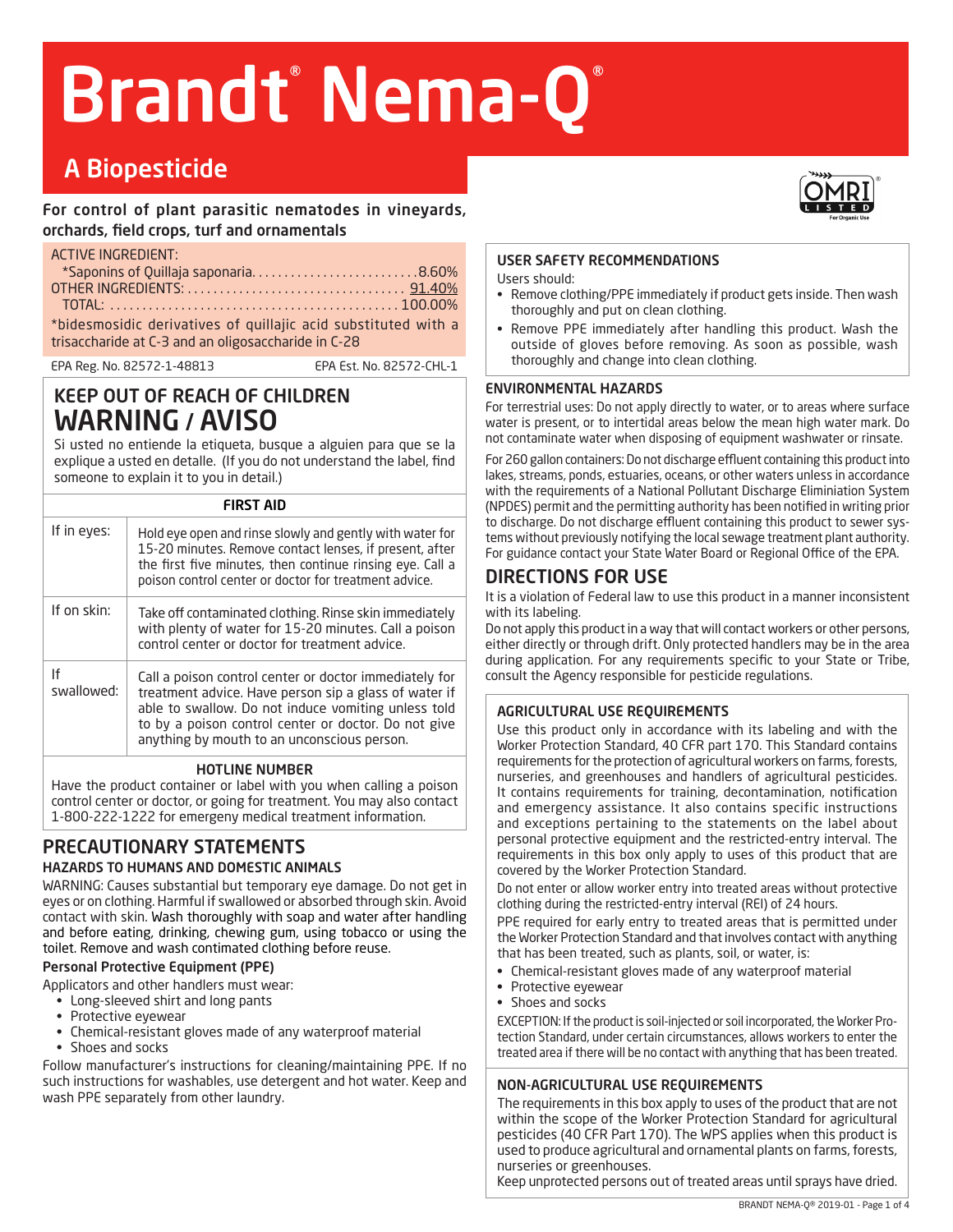# Brandt® Nema-Q®

## A Biopesticide

For control of plant parasitic nematodes in vineyards, orchards, field crops, turf and ornamentals

ACTIVE INGREDIENT:
*Saponins of Quillaja saponaria.........................8.60%
OTHER INGREDIENTS:.................................91.40%
TOTAL:...........................................100.00%

*bidesmosidic derivatives of quillajic acid substituted with a trisaccharide at C-3 and an oligosaccharide in C-28

EPA Reg. No. 82572-1-48813 EPA Est. No. 82572-CHL-1

## KEEP OUT OF REACH OF CHILDREN
## WARNING / AVISO

Si usted no entiende la etiqueta, busque a alguien para que se la explique a usted en detalle. (If you do not understand the label, find someone to explain it to you in detail.)

| FIRST AID | |
|---|---|
| If in eyes: | Hold eye open and rinse slowly and gently with water for 15-20 minutes. Remove contact lenses, if present, after the first five minutes, then continue rinsing eye. Call a poison control center or doctor for treatment advice. |
| If on skin: | Take off contaminated clothing. Rinse skin immediately with plenty of water for 15-20 minutes. Call a poison control center or doctor for treatment advice. |
| If swallowed: | Call a poison control center or doctor immediately for treatment advice. Have person sip a glass of water if able to swallow. Do not induce vomiting unless told to by a poison control center or doctor. Do not give anything by mouth to an unconscious person. |

**HOTLINE NUMBER**

Have the product container or label with you when calling a poison control center or doctor, or going for treatment. You may also contact 1-800-222-1222 for emergeny medical treatment information.

## PRECAUTIONARY STATEMENTS

### HAZARDS TO HUMANS AND DOMESTIC ANIMALS

WARNING: Causes substantial but temporary eye damage. Do not get in eyes or on clothing. Harmful if swallowed or absorbed through skin. Avoid contact with skin. Wash thoroughly with soap and water after handling and before eating, drinking, chewing gum, using tobacco or using the toilet. Remove and wash contimated clothing before reuse.

### Personal Protective Equipment (PPE)

Applicators and other handlers must wear:

- Long-sleeved shirt and long pants
- Protective eyewear
- Chemical-resistant gloves made of any waterproof material
- Shoes and socks

Follow manufacturer's instructions for cleaning/maintaining PPE. If no such instructions for washables, use detergent and hot water. Keep and wash PPE separately from other laundry.

### USER SAFETY RECOMMENDATIONS

Users should:

- Remove clothing/PPE immediately if product gets inside. Then wash thoroughly and put on clean clothing.
- Remove PPE immediately after handling this product. Wash the outside of gloves before removing. As soon as possible, wash thoroughly and change into clean clothing.

### ENVIRONMENTAL HAZARDS

For terrestrial uses: Do not apply directly to water, or to areas where surface water is present, or to intertidal areas below the mean high water mark. Do not contaminate water when disposing of equipment washwater or rinsate.

For 260 gallon containers: Do not discharge effluent containing this product into lakes, streams, ponds, estuaries, oceans, or other waters unless in accordance with the requirements of a National Pollutant Discharge Eliminiation System (NPDES) permit and the permitting authority has been notified in writing prior to discharge. Do not discharge effluent containing this product to sewer systems without previously notifying the local sewage treatment plant authority. For guidance contact your State Water Board or Regional Office of the EPA.

## DIRECTIONS FOR USE

It is a violation of Federal law to use this product in a manner inconsistent with its labeling.

Do not apply this product in a way that will contact workers or other persons, either directly or through drift. Only protected handlers may be in the area during application. For any requirements specific to your State or Tribe, consult the Agency responsible for pesticide regulations.

### AGRICULTURAL USE REQUIREMENTS

Use this product only in accordance with its labeling and with the Worker Protection Standard, 40 CFR part 170. This Standard contains requirements for the protection of agricultural workers on farms, forests, nurseries, and greenhouses and handlers of agricultural pesticides. It contains requirements for training, decontamination, notification and emergency assistance. It also contains specific instructions and exceptions pertaining to the statements on the label about personal protective equipment and the restricted-entry interval. The requirements in this box only apply to uses of this product that are covered by the Worker Protection Standard.

Do not enter or allow worker entry into treated areas without protective clothing during the restricted-entry interval (REI) of 24 hours.

PPE required for early entry to treated areas that is permitted under the Worker Protection Standard and that involves contact with anything that has been treated, such as plants, soil, or water, is:

- Chemical-resistant gloves made of any waterproof material
- Protective eyewear
- Shoes and socks

EXCEPTION: If the product is soil-injected or soil incorporated, the Worker Protection Standard, under certain circumstances, allows workers to enter the treated area if there will be no contact with anything that has been treated.

### NON-AGRICULTURAL USE REQUIREMENTS

The requirements in this box apply to uses of the product that are not within the scope of the Worker Protection Standard for agricultural pesticides (40 CFR Part 170). The WPS applies when this product is used to produce agricultural and ornamental plants on farms, forests, nurseries or greenhouses.

Keep unprotected persons out of treated areas until sprays have dried.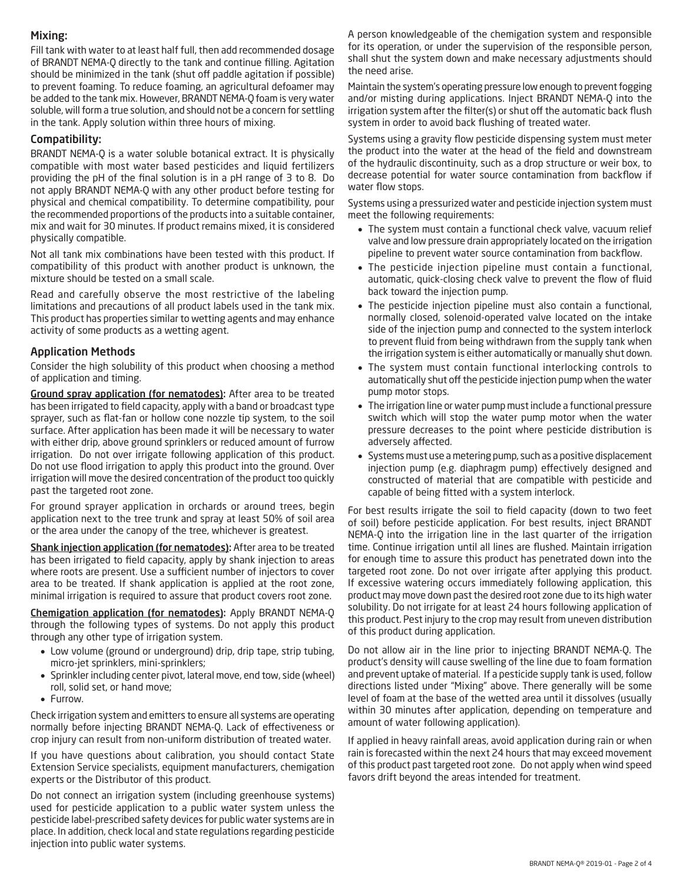## Mixing:

Fill tank with water to at least half full, then add recommended dosage of BRANDT NEMA-Q directly to the tank and continue filling. Agitation should be minimized in the tank (shut off paddle agitation if possible) to prevent foaming. To reduce foaming, an agricultural defoamer may be added to the tank mix. However, BRANDT NEMA-Q foam is very water soluble, will form a true solution, and should not be a concern for settling in the tank. Apply solution within three hours of mixing.

## Compatibility:

BRANDT NEMA-Q is a water soluble botanical extract. It is physically compatible with most water based pesticides and liquid fertilizers providing the pH of the final solution is in a pH range of 3 to 8. Do not apply BRANDT NEMA-Q with any other product before testing for physical and chemical compatibility. To determine compatibility, pour the recommended proportions of the products into a suitable container, mix and wait for 30 minutes. If product remains mixed, it is considered physically compatible.

Not all tank mix combinations have been tested with this product. If compatibility of this product with another product is unknown, the mixture should be tested on a small scale.

Read and carefully observe the most restrictive of the labeling limitations and precautions of all product labels used in the tank mix. This product has properties similar to wetting agents and may enhance activity of some products as a wetting agent.

## Application Methods

Consider the high solubility of this product when choosing a method of application and timing.

**Ground spray application (for nematodes):** After area to be treated has been irrigated to field capacity, apply with a band or broadcast type sprayer, such as flat-fan or hollow cone nozzle tip system, to the soil surface. After application has been made it will be necessary to water with either drip, above ground sprinklers or reduced amount of furrow irrigation. Do not over irrigate following application of this product. Do not use flood irrigation to apply this product into the ground. Over irrigation will move the desired concentration of the product too quickly past the targeted root zone.

For ground sprayer application in orchards or around trees, begin application next to the tree trunk and spray at least 50% of soil area or the area under the canopy of the tree, whichever is greatest.

**Shank injection application (for nematodes):** After area to be treated has been irrigated to field capacity, apply by shank injection to areas where roots are present. Use a sufficient number of injectors to cover area to be treated. If shank application is applied at the root zone, minimal irrigation is required to assure that product covers root zone.

**Chemigation application (for nematodes):** Apply BRANDT NEMA-Q through the following types of systems. Do not apply this product through any other type of irrigation system.

- Low volume (ground or underground) drip, drip tape, strip tubing, micro-jet sprinklers, mini-sprinklers;
- Sprinkler including center pivot, lateral move, end tow, side (wheel) roll, solid set, or hand move;
- Furrow.

Check irrigation system and emitters to ensure all systems are operating normally before injecting BRANDT NEMA-Q. Lack of effectiveness or crop injury can result from non-uniform distribution of treated water.

If you have questions about calibration, you should contact State Extension Service specialists, equipment manufacturers, chemigation experts or the Distributor of this product.

Do not connect an irrigation system (including greenhouse systems) used for pesticide application to a public water system unless the pesticide label-prescribed safety devices for public water systems are in place. In addition, check local and state regulations regarding pesticide injection into public water systems.

A person knowledgeable of the chemigation system and responsible for its operation, or under the supervision of the responsible person, shall shut the system down and make necessary adjustments should the need arise.

Maintain the system's operating pressure low enough to prevent fogging and/or misting during applications. Inject BRANDT NEMA-Q into the irrigation system after the filter(s) or shut off the automatic back flush system in order to avoid back flushing of treated water.

Systems using a gravity flow pesticide dispensing system must meter the product into the water at the head of the field and downstream of the hydraulic discontinuity, such as a drop structure or weir box, to decrease potential for water source contamination from backflow if water flow stops.

Systems using a pressurized water and pesticide injection system must meet the following requirements:

- The system must contain a functional check valve, vacuum relief valve and low pressure drain appropriately located on the irrigation pipeline to prevent water source contamination from backflow.
- The pesticide injection pipeline must contain a functional, automatic, quick-closing check valve to prevent the flow of fluid back toward the injection pump.
- The pesticide injection pipeline must also contain a functional, normally closed, solenoid-operated valve located on the intake side of the injection pump and connected to the system interlock to prevent fluid from being withdrawn from the supply tank when the irrigation system is either automatically or manually shut down.
- The system must contain functional interlocking controls to automatically shut off the pesticide injection pump when the water pump motor stops.
- The irrigation line or water pump must include a functional pressure switch which will stop the water pump motor when the water pressure decreases to the point where pesticide distribution is adversely affected.
- Systems must use a metering pump, such as a positive displacement injection pump (e.g. diaphragm pump) effectively designed and constructed of material that are compatible with pesticide and capable of being fitted with a system interlock.

For best results irrigate the soil to field capacity (down to two feet of soil) before pesticide application. For best results, inject BRANDT NEMA-Q into the irrigation line in the last quarter of the irrigation time. Continue irrigation until all lines are flushed. Maintain irrigation for enough time to assure this product has penetrated down into the targeted root zone. Do not over irrigate after applying this product. If excessive watering occurs immediately following application, this product may move down past the desired root zone due to its high water solubility. Do not irrigate for at least 24 hours following application of this product. Pest injury to the crop may result from uneven distribution of this product during application.

Do not allow air in the line prior to injecting BRANDT NEMA-Q. The product's density will cause swelling of the line due to foam formation and prevent uptake of material. If a pesticide supply tank is used, follow directions listed under "Mixing" above. There generally will be some level of foam at the base of the wetted area until it dissolves (usually within 30 minutes after application, depending on temperature and amount of water following application).

If applied in heavy rainfall areas, avoid application during rain or when rain is forecasted within the next 24 hours that may exceed movement of this product past targeted root zone. Do not apply when wind speed favors drift beyond the areas intended for treatment.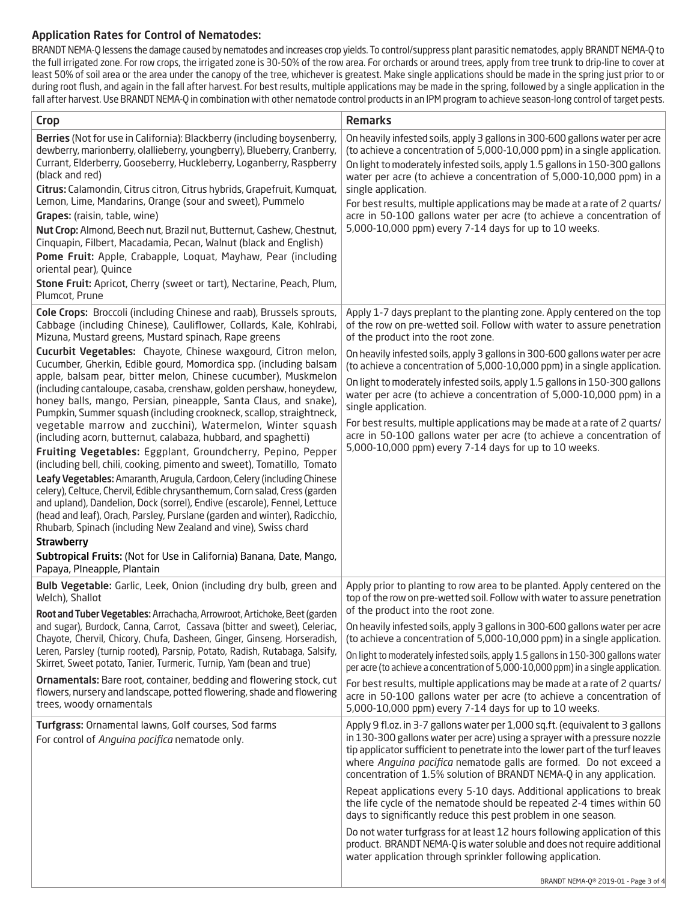## Application Rates for Control of Nematodes:

BRANDT NEMA-Q lessens the damage caused by nematodes and increases crop yields. To control/suppress plant parasitic nematodes, apply BRANDT NEMA-Q to the full irrigated zone. For row crops, the irrigated zone is 30-50% of the row area. For orchards or around trees, apply from tree trunk to drip-line to cover at least 50% of soil area or the area under the canopy of the tree, whichever is greatest. Make single applications should be made in the spring just prior to or during root flush, and again in the fall after harvest. For best results, multiple applications may be made in the spring, followed by a single application in the fall after harvest. Use BRANDT NEMA-Q in combination with other nematode control products in an IPM program to achieve season-long control of target pests.

| Crop | Remarks |
|---|---|
| **Berries** (Not for use in California): Blackberry (including boysenberry, dewberry, marionberry, olallieberry, youngberry), Blueberry, Cranberry, Currant, Elderberry, Gooseberry, Huckleberry, Loganberry, Raspberry (black and red)<br>**Citrus:** Calamondin, Citrus citron, Citrus hybrids, Grapefruit, Kumquat, Lemon, Lime, Mandarins, Orange (sour and sweet), Pummelo<br>**Grapes:** (raisin, table, wine)<br>**Nut Crop:** Almond, Beech nut, Brazil nut, Butternut, Cashew, Chestnut, Cinquapin, Filbert, Macadamia, Pecan, Walnut (black and English)<br>**Pome Fruit:** Apple, Crabapple, Loquat, Mayhaw, Pear (including oriental pear), Quince<br>**Stone Fruit:** Apricot, Cherry (sweet or tart), Nectarine, Peach, Plum, Plumcot, Prune | On heavily infested soils, apply 3 gallons in 300-600 gallons water per acre (to achieve a concentration of 5,000-10,000 ppm) in a single application.<br>On light to moderately infested soils, apply 1.5 gallons in 150-300 gallons water per acre (to achieve a concentration of 5,000-10,000 ppm) in a single application.<br>For best results, multiple applications may be made at a rate of 2 quarts/acre in 50-100 gallons water per acre (to achieve a concentration of 5,000-10,000 ppm) every 7-14 days for up to 10 weeks. |
| **Cole Crops:** Broccoli (including Chinese and raab), Brussels sprouts, Cabbage (including Chinese), Cauliflower, Collards, Kale, Kohlrabi, Mizuna, Mustard greens, Mustard spinach, Rape greens<br>**Cucurbit Vegetables:** Chayote, Chinese waxgourd, Citron melon, Cucumber, Gherkin, Edible gourd, Momordica spp. (including balsam apple, balsam pear, bitter melon, Chinese cucumber), Muskmelon (including cantaloupe, casaba, crenshaw, golden pershaw, honeydew, honey balls, mango, Persian, pineapple, Santa Claus, and snake), Pumpkin, Summer squash (including crookneck, scallop, straightneck, vegetable marrow and zucchini), Watermelon, Winter squash (including acorn, butternut, calabaza, hubbard, and spaghetti)<br>**Fruiting Vegetables:** Eggplant, Groundcherry, Pepino, Pepper (including bell, chili, cooking, pimento and sweet), Tomatillo, Tomato<br>**Leafy Vegetables:** Amaranth, Arugula, Cardoon, Celery (including Chinese celery), Celtuce, Chervil, Edible chrysanthemum, Corn salad, Cress (garden and upland), Dandelion, Dock (sorrel), Endive (escarole), Fennel, Lettuce (head and leaf), Orach, Parsley, Purslane (garden and winter), Radicchio, Rhubarb, Spinach (including New Zealand and vine), Swiss chard<br>**Strawberry**<br>**Subtropical Fruits:** (Not for Use in California) Banana, Date, Mango, Papaya, PIneapple, Plantain | Apply 1-7 days preplant to the planting zone. Apply centered on the top of the row on pre-wetted soil. Follow with water to assure penetration of the product into the root zone.<br>On heavily infested soils, apply 3 gallons in 300-600 gallons water per acre (to achieve a concentration of 5,000-10,000 ppm) in a single application.<br>On light to moderately infested soils, apply 1.5 gallons in 150-300 gallons water per acre (to achieve a concentration of 5,000-10,000 ppm) in a single application.<br>For best results, multiple applications may be made at a rate of 2 quarts/acre in 50-100 gallons water per acre (to achieve a concentration of 5,000-10,000 ppm) every 7-14 days for up to 10 weeks. |
| **Bulb Vegetable:** Garlic, Leek, Onion (including dry bulb, green and Welch), Shallot<br>**Root and Tuber Vegetables:** Arrachacha, Arrowroot, Artichoke, Beet (garden and sugar), Burdock, Canna, Carrot, Cassava (bitter and sweet), Celeriac, Chayote, Chervil, Chicory, Chufa, Dasheen, Ginger, Ginseng, Horseradish, Leren, Parsley (turnip rooted), Parsnip, Potato, Radish, Rutabaga, Salsify, Skirret, Sweet potato, Tanier, Turmeric, Turnip, Yam (bean and true)<br>**Ornamentals:** Bare root, container, bedding and flowering stock, cut flowers, nursery and landscape, potted flowering, shade and flowering trees, woody ornamentals | Apply prior to planting to row area to be planted. Apply centered on the top of the row on pre-wetted soil. Follow with water to assure penetration of the product into the root zone.<br>On heavily infested soils, apply 3 gallons in 300-600 gallons water per acre (to achieve a concentration of 5,000-10,000 ppm) in a single application.<br>On light to moderately infested soils, apply 1.5 gallons in 150-300 gallons water per acre (to achieve a concentration of 5,000-10,000 ppm) in a single application.<br>For best results, multiple applications may be made at a rate of 2 quarts/acre in 50-100 gallons water per acre (to achieve a concentration of 5,000-10,000 ppm) every 7-14 days for up to 10 weeks. |
| **Turfgrass:** Ornamental lawns, Golf courses, Sod farms<br>For control of *Anguina pacifica* nematode only. | Apply 9 fl.oz. in 3-7 gallons water per 1,000 sq.ft. (equivalent to 3 gallons in 130-300 gallons water per acre) using a sprayer with a pressure nozzle tip applicator sufficient to penetrate into the lower part of the turf leaves where *Anguina pacifica* nematode galls are formed. Do not exceed a concentration of 1.5% solution of BRANDT NEMA-Q in any application.<br>Repeat applications every 5-10 days. Additional applications to break the life cycle of the nematode should be repeated 2-4 times within 60 days to significantly reduce this pest problem in one season.<br>Do not water turfgrass for at least 12 hours following application of this product. BRANDT NEMA-Q is water soluble and does not require additional water application through sprinkler following application. |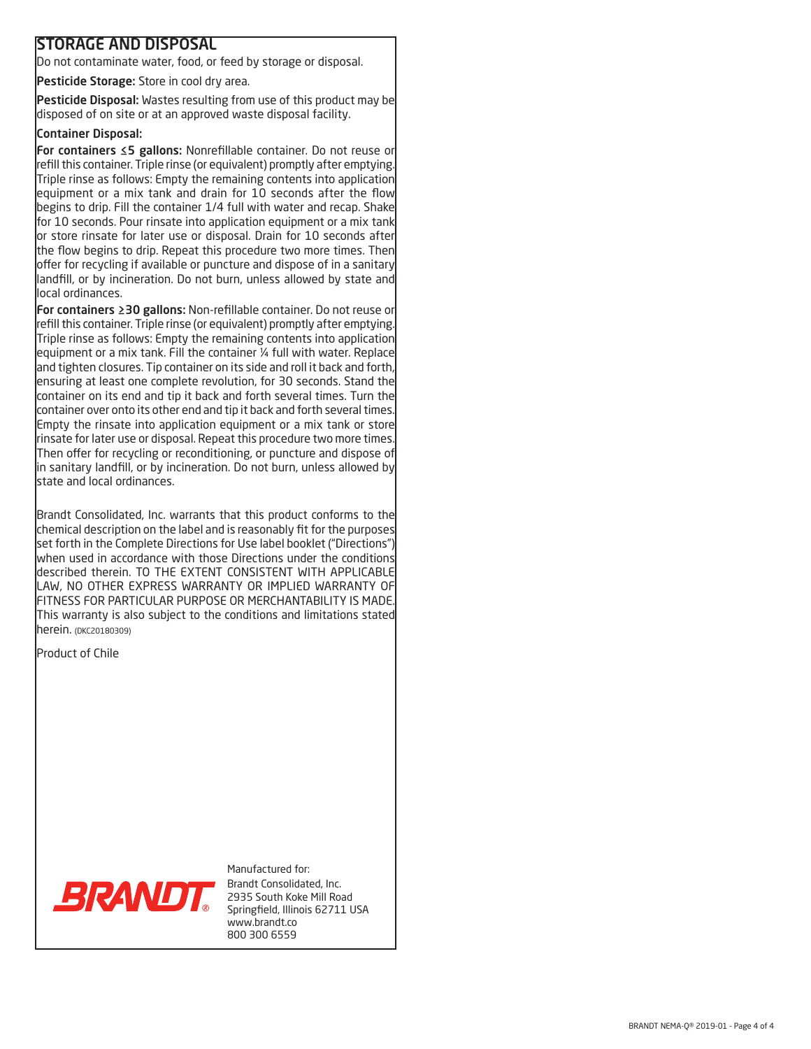## STORAGE AND DISPOSAL

Do not contaminate water, food, or feed by storage or disposal.

**Pesticide Storage:** Store in cool dry area.

**Pesticide Disposal:** Wastes resulting from use of this product may be disposed of on site or at an approved waste disposal facility.

**Container Disposal:**

**For containers ≤5 gallons:** Nonrefillable container. Do not reuse or refill this container. Triple rinse (or equivalent) promptly after emptying. Triple rinse as follows: Empty the remaining contents into application equipment or a mix tank and drain for 10 seconds after the flow begins to drip. Fill the container 1/4 full with water and recap. Shake for 10 seconds. Pour rinsate into application equipment or a mix tank or store rinsate for later use or disposal. Drain for 10 seconds after the flow begins to drip. Repeat this procedure two more times. Then offer for recycling if available or puncture and dispose of in a sanitary landfill, or by incineration. Do not burn, unless allowed by state and local ordinances.

**For containers ≥30 gallons:** Non-refillable container. Do not reuse or refill this container. Triple rinse (or equivalent) promptly after emptying. Triple rinse as follows: Empty the remaining contents into application equipment or a mix tank. Fill the container ¼ full with water. Replace and tighten closures. Tip container on its side and roll it back and forth, ensuring at least one complete revolution, for 30 seconds. Stand the container on its end and tip it back and forth several times. Turn the container over onto its other end and tip it back and forth several times. Empty the rinsate into application equipment or a mix tank or store rinsate for later use or disposal. Repeat this procedure two more times. Then offer for recycling or reconditioning, or puncture and dispose of in sanitary landfill, or by incineration. Do not burn, unless allowed by state and local ordinances.

Brandt Consolidated, Inc. warrants that this product conforms to the chemical description on the label and is reasonably fit for the purposes set forth in the Complete Directions for Use label booklet ("Directions") when used in accordance with those Directions under the conditions described therein. TO THE EXTENT CONSISTENT WITH APPLICABLE LAW, NO OTHER EXPRESS WARRANTY OR IMPLIED WARRANTY OF FITNESS FOR PARTICULAR PURPOSE OR MERCHANTABILITY IS MADE. This warranty is also subject to the conditions and limitations stated herein. (DKC20180309)

Product of Chile

BRANDT®

Manufactured for:
Brandt Consolidated, Inc.
2935 South Koke Mill Road
Springfield, Illinois 62711 USA
www.brandt.co
800 300 6559